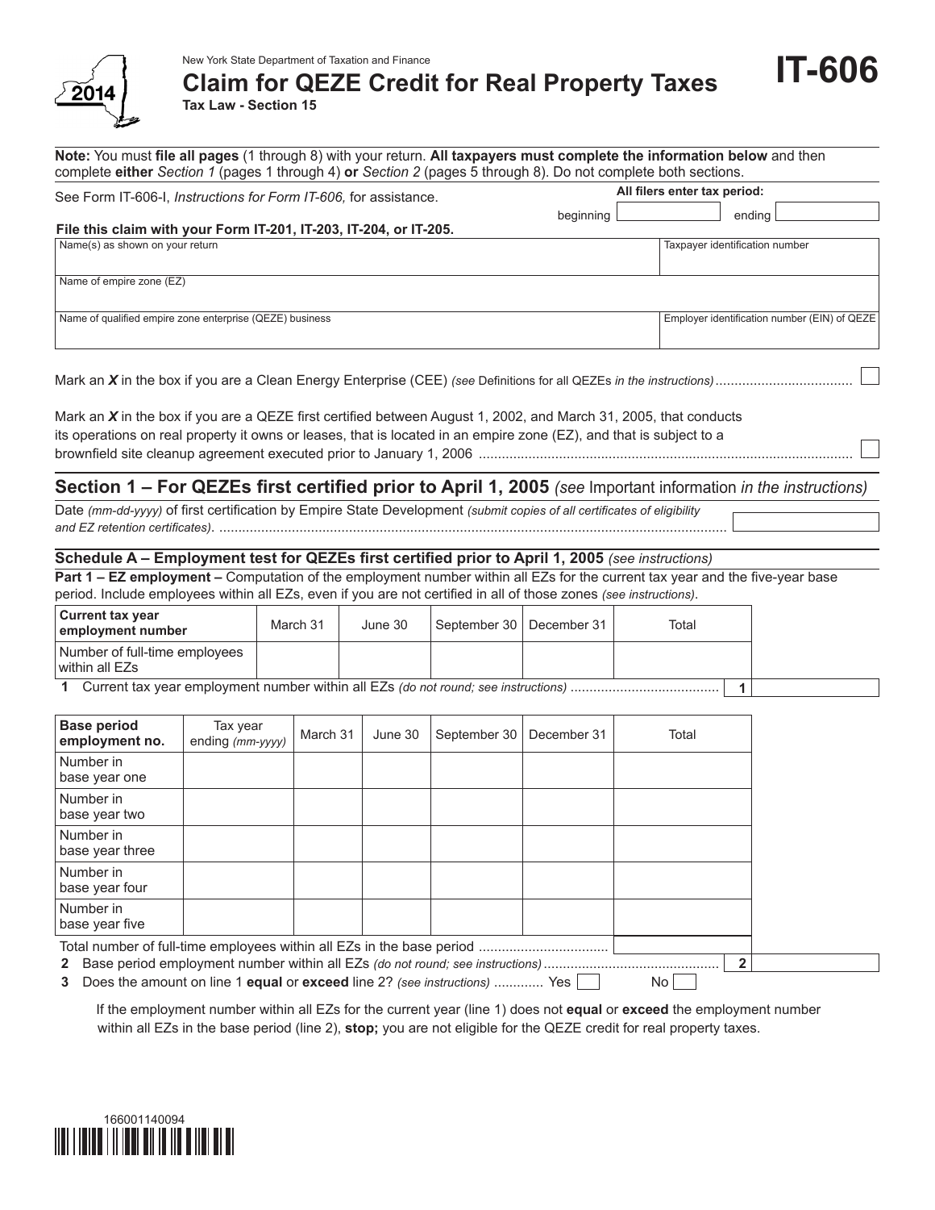2014

New York State Department of Taxation and Finance

# Claim for QEZE Credit for Real Property Taxes

**Tax Law - Section 15**

# IT-606

**Note:** You must **file all pages** (1 through 8) with your return. **All taxpayers must complete the information below** and then complete **either** *Section 1* (pages 1 through 4) **or** *Section 2* (pages 5 through 8). Do not complete both sections.

See Form IT-606-I, *Instructions for Form IT-606,* for assistance.

**All filers enter tax period:** beginning ______ ending ______

**File this claim with your Form IT-201, IT-203, IT-204, or IT-205.**

| | |
|---|---|
| Name(s) as shown on your return | Taxpayer identification number |
| Name of empire zone (EZ) | |
| Name of qualified empire zone enterprise (QEZE) business | Employer identification number (EIN) of QEZE |

Mark an ***X*** in the box if you are a Clean Energy Enterprise (CEE) *(see* Definitions for all QEZEs *in the instructions)* ..................................... ☐

Mark an ***X*** in the box if you are a QEZE first certified between August 1, 2002, and March 31, 2005, that conducts its operations on real property it owns or leases, that is located in an empire zone (EZ), and that is subject to a brownfield site cleanup agreement executed prior to January 1, 2006 ..................................................................................... ☐

## Section 1 – For QEZEs first certified prior to April 1, 2005 *(see* Important information *in the instructions)*

Date *(mm-dd-yyyy)* of first certification by Empire State Development *(submit copies of all certificates of eligibility and EZ retention certificates)*. ...................................................................................................................................... ______

### Schedule A – Employment test for QEZEs first certified prior to April 1, 2005 *(see instructions)*

**Part 1 – EZ employment –** Computation of the employment number within all EZs for the current tax year and the five-year base period. Include employees within all EZs, even if you are not certified in all of those zones *(see instructions)*.

| Current tax year employment number | March 31 | June 30 | September 30 | December 31 | Total |
|---|---|---|---|---|---|
| Number of full-time employees within all EZs | | | | | |

**1** Current tax year employment number within all EZs *(do not round; see instructions)* ....................................... **1** ______

| Base period employment no. | Tax year ending *(mm-yyyy)* | March 31 | June 30 | September 30 | December 31 | Total |
|---|---|---|---|---|---|---|
| Number in base year one | | | | | | |
| Number in base year two | | | | | | |
| Number in base year three | | | | | | |
| Number in base year four | | | | | | |
| Number in base year five | | | | | | |

Total number of full-time employees within all EZs in the base period ................................. ______

**2** Base period employment number within all EZs *(do not round; see instructions)* ............................................. **2** ______

**3** Does the amount on line 1 **equal** or **exceed** line 2? *(see instructions)* ............. Yes ☐ No ☐

If the employment number within all EZs for the current year (line 1) does not **equal** or **exceed** the employment number within all EZs in the base period (line 2), **stop;** you are not eligible for the QEZE credit for real property taxes.

166001140094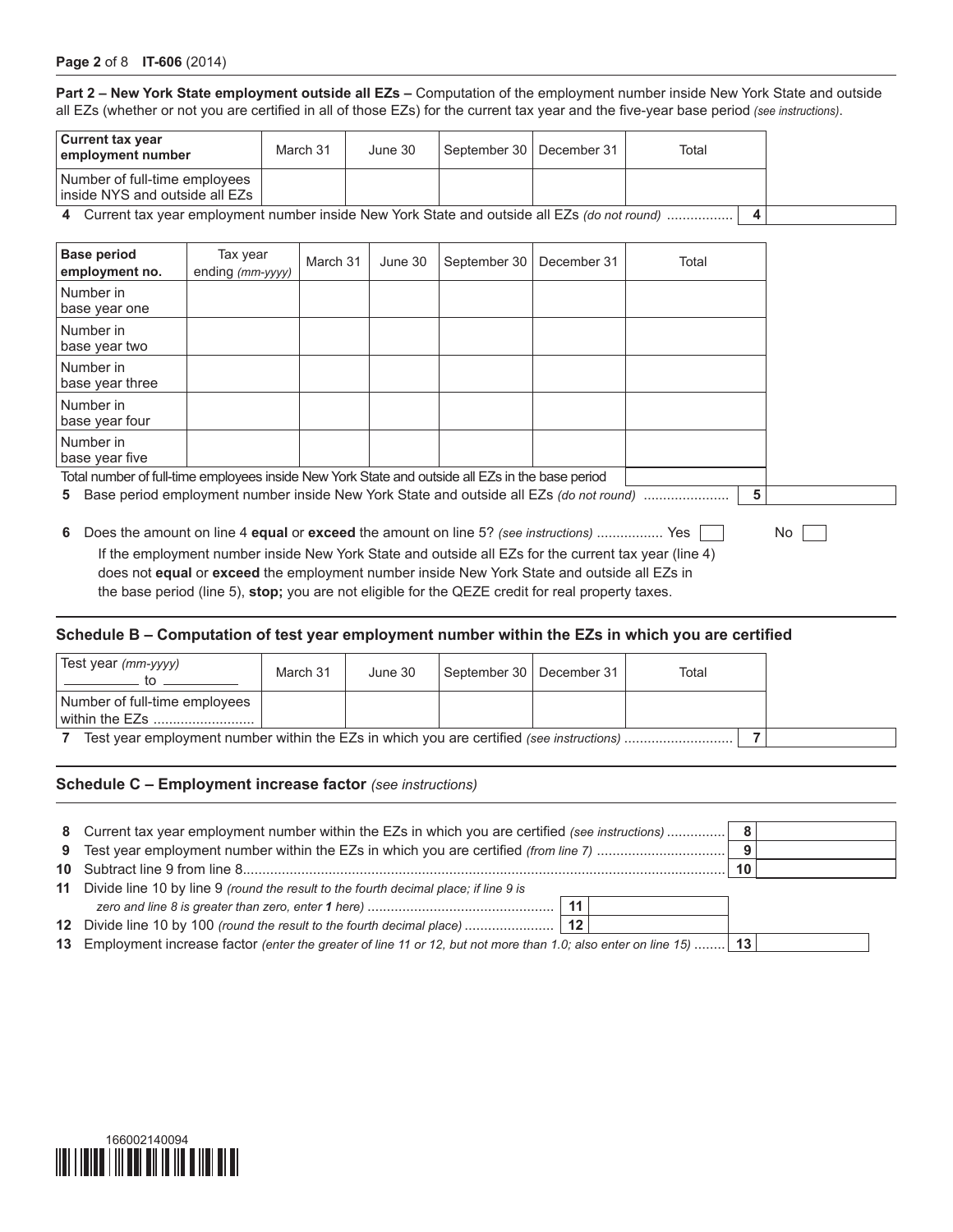**Part 2 – New York State employment outside all EZs –** Computation of the employment number inside New York State and outside all EZs (whether or not you are certified in all of those EZs) for the current tax year and the five-year base period *(see instructions)*.

| Current tax year employment number | March 31 | June 30 | September 30 | December 31 | Total |
|---|---|---|---|---|---|
| Number of full-time employees inside NYS and outside all EZs | | | | | |

**4** Current tax year employment number inside New York State and outside all EZs *(do not round)* ................. **4**

| Base period employment no. | Tax year ending *(mm-yyyy)* | March 31 | June 30 | September 30 | December 31 | Total |
|---|---|---|---|---|---|---|
| Number in base year one | | | | | | |
| Number in base year two | | | | | | |
| Number in base year three | | | | | | |
| Number in base year four | | | | | | |
| Number in base year five | | | | | | |
| Total number of full-time employees inside New York State and outside all EZs in the base period | | | | | | |

**5** Base period employment number inside New York State and outside all EZs *(do not round)* ...................... **5**

**6** Does the amount on line 4 **equal** or **exceed** the amount on line 5? *(see instructions)* ................. Yes ☐ No ☐

If the employment number inside New York State and outside all EZs for the current tax year (line 4) does not **equal** or **exceed** the employment number inside New York State and outside all EZs in the base period (line 5), **stop;** you are not eligible for the QEZE credit for real property taxes.

## Schedule B – Computation of test year employment number within the EZs in which you are certified

| Test year *(mm-yyyy)* ________ to ________ | March 31 | June 30 | September 30 | December 31 | Total |
|---|---|---|---|---|---|
| Number of full-time employees within the EZs .......................... | | | | | |

**7** Test year employment number within the EZs in which you are certified *(see instructions)* ........................... **7**

## Schedule C – Employment increase factor *(see instructions)*

**8** Current tax year employment number within the EZs in which you are certified *(see instructions)* ............... **8**

**9** Test year employment number within the EZs in which you are certified *(from line 7)* ................................ **9**

**10** Subtract line 9 from line 8.......................................................................................................... **10**

**11** Divide line 10 by line 9 *(round the result to the fourth decimal place; if line 9 is zero and line 8 is greater than zero, enter **1** here)* ............................................... **11**

**12** Divide line 10 by 100 *(round the result to the fourth decimal place)* ....................... **12**

**13** Employment increase factor *(enter the greater of line 11 or 12, but not more than 1.0; also enter on line 15)* ........ **13**

166002140094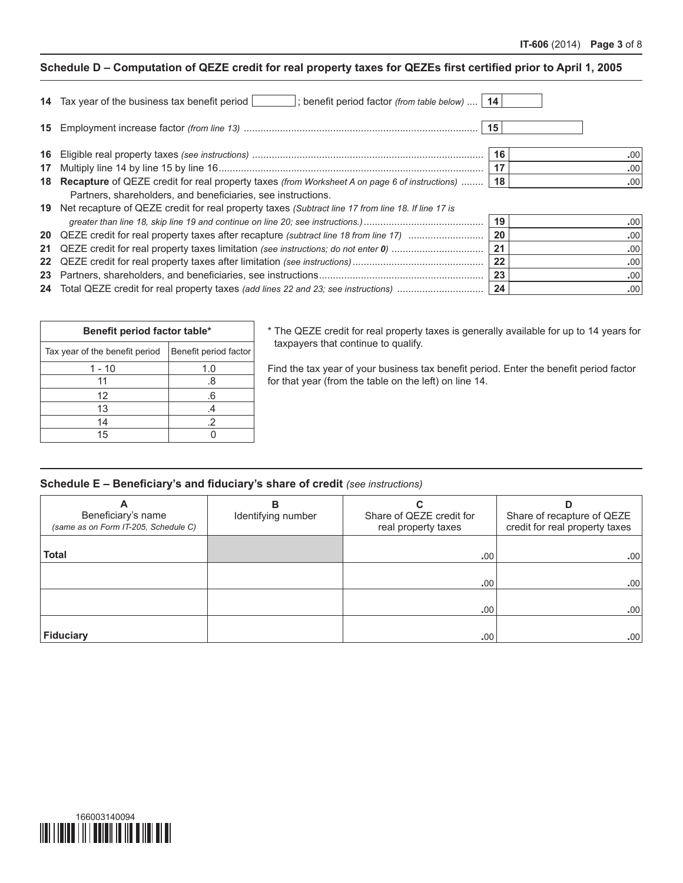## Schedule D – Computation of QEZE credit for real property taxes for QEZEs first certified prior to April 1, 2005

**14** Tax year of the business tax benefit period [ ] ; benefit period factor *(from table below)* .... **14**

**15** Employment increase factor *(from line 13)* .... **15**

| | | | |
|---|---|---|---|
| **16** | Eligible real property taxes *(see instructions)* | **16** | .00 |
| **17** | Multiply line 14 by line 15 by line 16 | **17** | .00 |
| **18** | **Recapture** of QEZE credit for real property taxes *(from Worksheet A on page 6 of instructions)* Partners, shareholders, and beneficiaries, see instructions. | **18** | .00 |
| **19** | Net recapture of QEZE credit for real property taxes *(Subtract line 17 from line 18. If line 17 is greater than line 18, skip line 19 and continue on line 20; see instructions.)* | **19** | .00 |
| **20** | QEZE credit for real property taxes after recapture *(subtract line 18 from line 17)* | **20** | .00 |
| **21** | QEZE credit for real property taxes limitation *(see instructions; do not enter **0**)* | **21** | .00 |
| **22** | QEZE credit for real property taxes after limitation *(see instructions)* | **22** | .00 |
| **23** | Partners, shareholders, and beneficiaries, see instructions | **23** | .00 |
| **24** | Total QEZE credit for real property taxes *(add lines 22 and 23; see instructions)* | **24** | .00 |

**Benefit period factor table***

| Tax year of the benefit period | Benefit period factor |
|---|---|
| 1 - 10 | 1.0 |
| 11 | .8 |
| 12 | .6 |
| 13 | .4 |
| 14 | .2 |
| 15 | 0 |

* The QEZE credit for real property taxes is generally available for up to 14 years for taxpayers that continue to qualify.

Find the tax year of your business tax benefit period. Enter the benefit period factor for that year (from the table on the left) on line 14.

## Schedule E – Beneficiary's and fiduciary's share of credit *(see instructions)*

| A<br>Beneficiary's name<br>*(same as on Form IT-205, Schedule C)* | B<br>Identifying number | C<br>Share of QEZE credit for real property taxes | D<br>Share of recapture of QEZE credit for real property taxes |
|---|---|---|---|
| **Total** | | .00 | .00 |
| | | .00 | .00 |
| | | .00 | .00 |
| **Fiduciary** | | .00 | .00 |

166003140094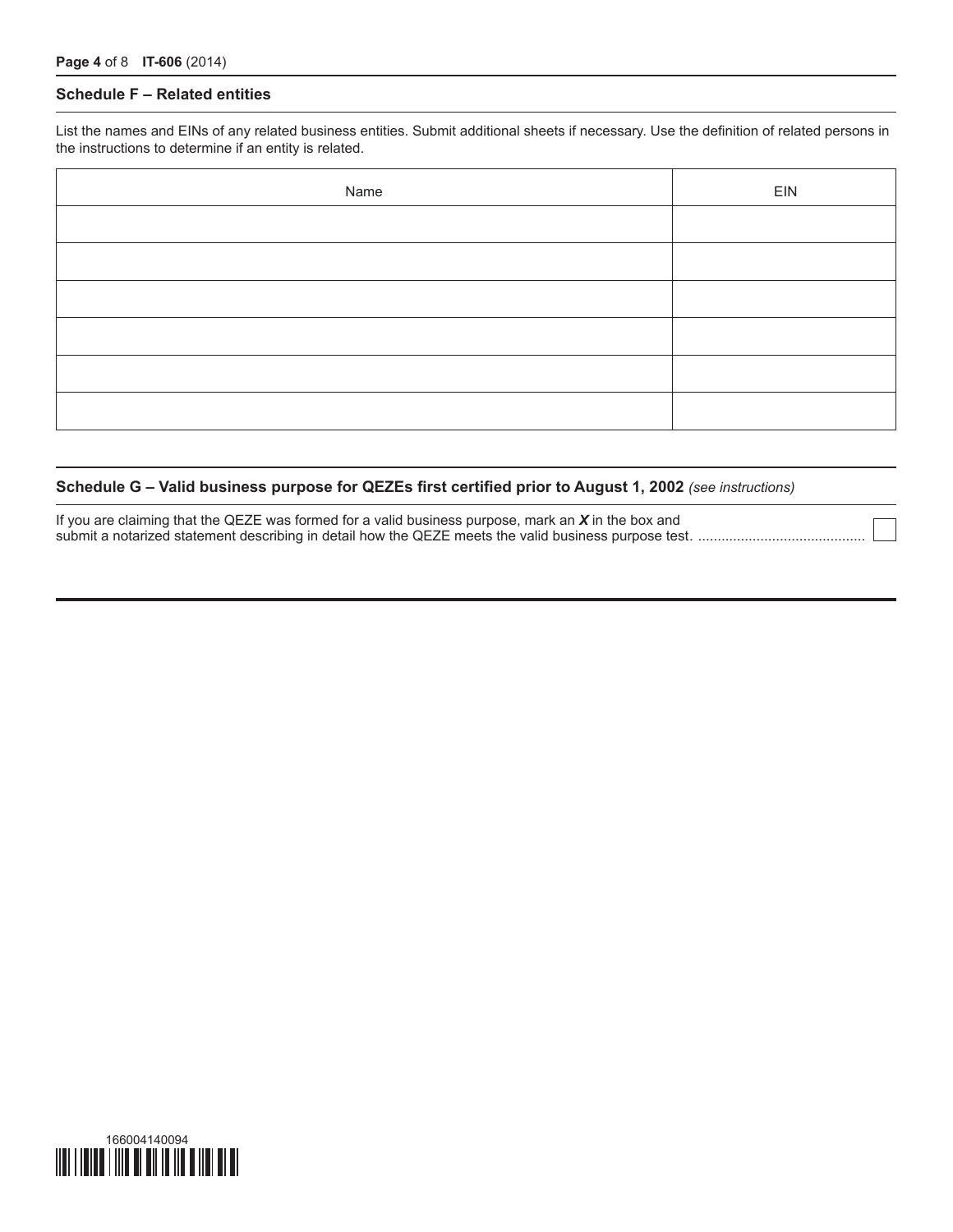## Schedule F – Related entities

List the names and EINs of any related business entities. Submit additional sheets if necessary. Use the definition of related persons in the instructions to determine if an entity is related.

| Name | EIN |
|---|---|
| | |
| | |
| | |
| | |
| | |
| | |

## Schedule G – Valid business purpose for QEZEs first certified prior to August 1, 2002 *(see instructions)*

If you are claiming that the QEZE was formed for a valid business purpose, mark an ***X*** in the box and submit a notarized statement describing in detail how the QEZE meets the valid business purpose test. .......................................... ☐

166004140094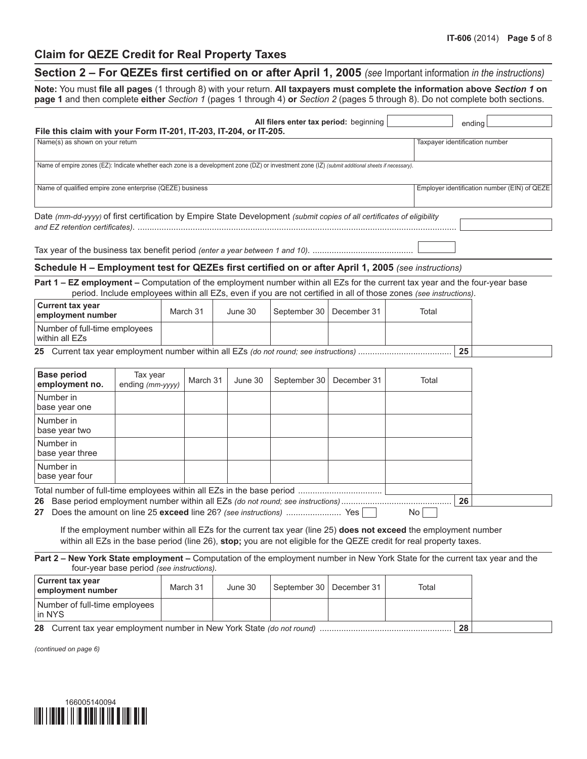## Claim for QEZE Credit for Real Property Taxes

## Section 2 – For QEZEs first certified on or after April 1, 2005 *(see* Important information *in the instructions)*

**Note:** You must **file all pages** (1 through 8) with your return. **All taxpayers must complete the information above *Section 1* on page 1** and then complete **either** *Section 1* (pages 1 through 4) **or** *Section 2* (pages 5 through 8). Do not complete both sections.

**All filers enter tax period:** beginning ________ ending ________

**File this claim with your Form IT-201, IT-203, IT-204, or IT-205.**

| Name(s) as shown on your return | Taxpayer identification number |
|---|---|
| | |

Name of empire zones (EZ): Indicate whether each zone is a development zone (DZ) or investment zone (IZ) *(submit additional sheets if necessary)*.

| Name of qualified empire zone enterprise (QEZE) business | Employer identification number (EIN) of QEZE |
|---|---|
| | |

Date *(mm-dd-yyyy)* of first certification by Empire State Development *(submit copies of all certificates of eligibility and EZ retention certificates)*. ........

Tax year of the business tax benefit period *(enter a year between 1 and 10)*. ........

### Schedule H – Employment test for QEZEs first certified on or after April 1, 2005 *(see instructions)*

**Part 1 – EZ employment –** Computation of the employment number within all EZs for the current tax year and the four-year base period. Include employees within all EZs, even if you are not certified in all of those zones *(see instructions)*.

| Current tax year employment number | March 31 | June 30 | September 30 | December 31 | Total |
|---|---|---|---|---|---|
| Number of full-time employees within all EZs | | | | | |

**25** Current tax year employment number within all EZs *(do not round; see instructions)* ........ **25**

| Base period employment no. | Tax year ending *(mm-yyyy)* | March 31 | June 30 | September 30 | December 31 | Total |
|---|---|---|---|---|---|---|
| Number in base year one | | | | | | |
| Number in base year two | | | | | | |
| Number in base year three | | | | | | |
| Number in base year four | | | | | | |

Total number of full-time employees within all EZs in the base period ........

**26** Base period employment number within all EZs *(do not round; see instructions)* ........ **26**

**27** Does the amount on line 25 **exceed** line 26? *(see instructions)* ........ Yes ☐ No ☐

If the employment number within all EZs for the current tax year (line 25) **does not exceed** the employment number within all EZs in the base period (line 26), **stop;** you are not eligible for the QEZE credit for real property taxes.

**Part 2 – New York State employment –** Computation of the employment number in New York State for the current tax year and the four-year base period *(see instructions)*.

| Current tax year employment number | March 31 | June 30 | September 30 | December 31 | Total |
|---|---|---|---|---|---|
| Number of full-time employees in NYS | | | | | |

**28** Current tax year employment number in New York State *(do not round)* ........ **28**

*(continued on page 6)*

166005140094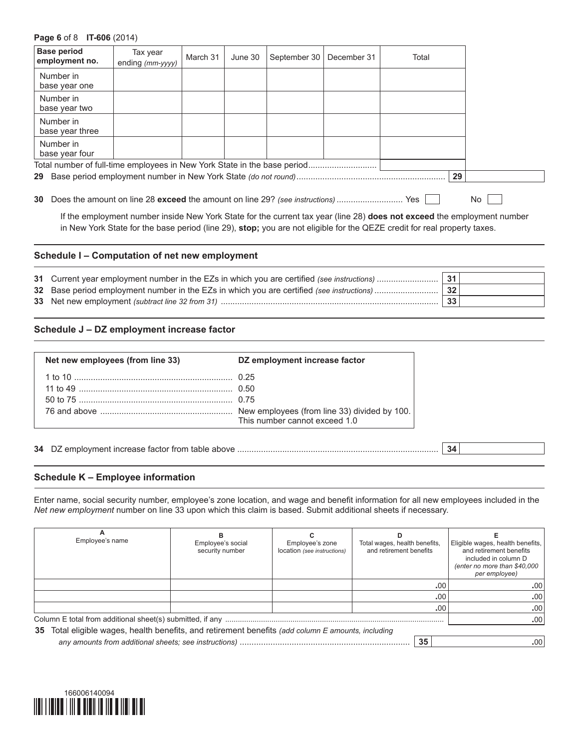| Base period employment no. | Tax year ending *(mm-yyyy)* | March 31 | June 30 | September 30 | December 31 | Total |
|---|---|---|---|---|---|---|
| Number in base year one | | | | | | |
| Number in base year two | | | | | | |
| Number in base year three | | | | | | |
| Number in base year four | | | | | | |

Total number of full-time employees in New York State in the base period............................

**29** Base period employment number in New York State *(do not round)*.............................................................. **29**

**30** Does the amount on line 28 **exceed** the amount on line 29? *(see instructions)* ........................... Yes ☐ No ☐

If the employment number inside New York State for the current tax year (line 28) **does not exceed** the employment number in New York State for the base period (line 29), **stop;** you are not eligible for the QEZE credit for real property taxes.

## Schedule I – Computation of net new employment

**31** Current year employment number in the EZs in which you are certified *(see instructions)* ......................... **31**

**32** Base period employment number in the EZs in which you are certified *(see instructions)* .......................... **32**

**33** Net new employment *(subtract line 32 from 31)* .......................................................................................... **33**

## Schedule J – DZ employment increase factor

| Net new employees (from line 33) | DZ employment increase factor |
|---|---|
| 1 to 10 | 0.25 |
| 11 to 49 | 0.50 |
| 50 to 75 | 0.75 |
| 76 and above | New employees (from line 33) divided by 100. This number cannot exceed 1.0 |

**34** DZ employment increase factor from table above .................................................................................. **34**

## Schedule K – Employee information

Enter name, social security number, employee's zone location, and wage and benefit information for all new employees included in the *Net new employment* number on line 33 upon which this claim is based. Submit additional sheets if necessary.

| A<br>Employee's name | B<br>Employee's social security number | C<br>Employee's zone location *(see instructions)* | D<br>Total wages, health benefits, and retirement benefits | E<br>Eligible wages, health benefits, and retirement benefits included in column D *(enter no more than $40,000 per employee)* |
|---|---|---|---|---|
| | | | .00 | .00 |
| | | | .00 | .00 |
| | | | .00 | .00 |

Column E total from additional sheet(s) submitted, if any ...................................................................................................... .00

**35** Total eligible wages, health benefits, and retirement benefits *(add column E amounts, including any amounts from additional sheets; see instructions)* ....................................................................... **35** .00

166006140094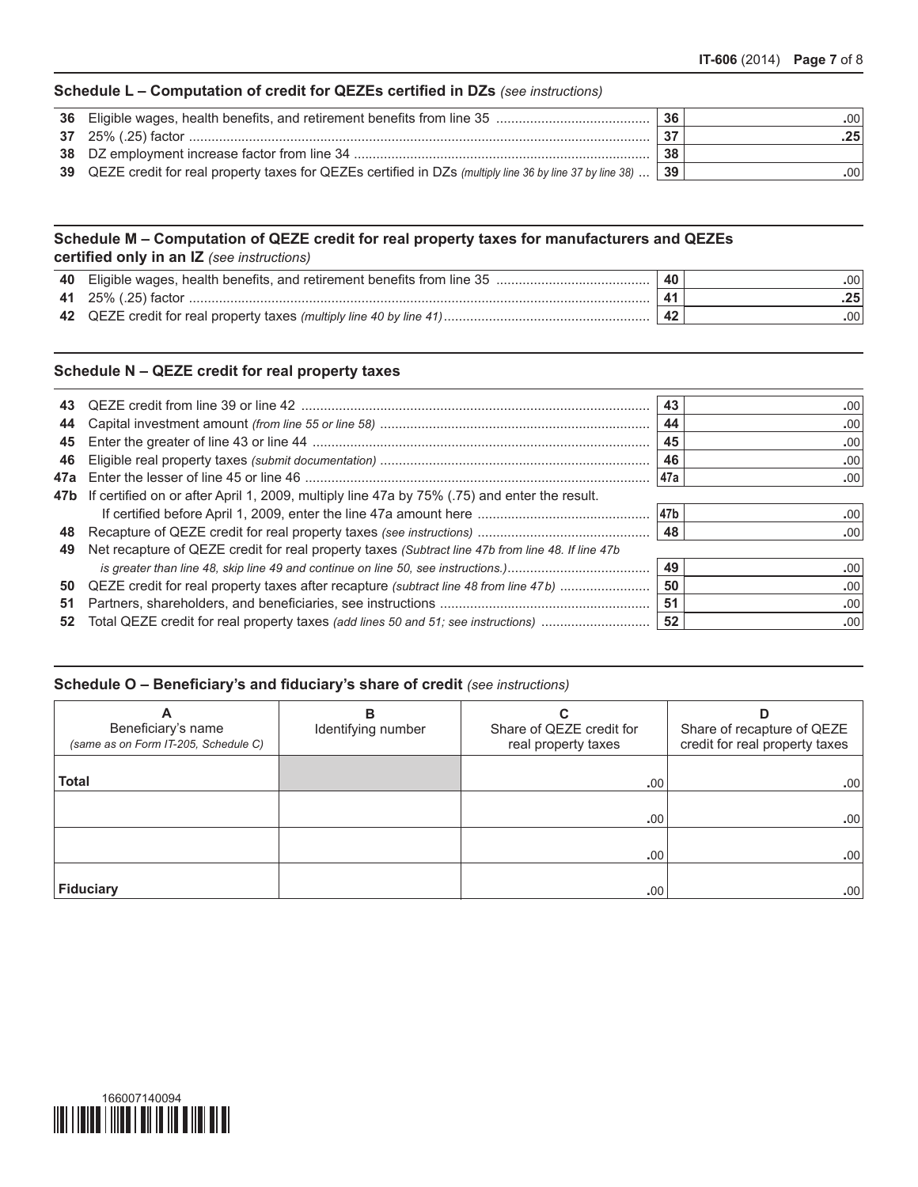### Schedule L – Computation of credit for QEZEs certified in DZs *(see instructions)*

| | | | |
|---|---|---|---|
| 36 | Eligible wages, health benefits, and retirement benefits from line 35 | 36 | .00 |
| 37 | 25% (.25) factor | 37 | .25 |
| 38 | DZ employment increase factor from line 34 | 38 | |
| 39 | QEZE credit for real property taxes for QEZEs certified in DZs *(multiply line 36 by line 37 by line 38)* | 39 | .00 |

### Schedule M – Computation of QEZE credit for real property taxes for manufacturers and QEZEs certified only in an IZ *(see instructions)*

| | | | |
|---|---|---|---|
| 40 | Eligible wages, health benefits, and retirement benefits from line 35 | 40 | .00 |
| 41 | 25% (.25) factor | 41 | .25 |
| 42 | QEZE credit for real property taxes *(multiply line 40 by line 41)* | 42 | .00 |

### Schedule N – QEZE credit for real property taxes

| | | | |
|---|---|---|---|
| 43 | QEZE credit from line 39 or line 42 | 43 | .00 |
| 44 | Capital investment amount *(from line 55 or line 58)* | 44 | .00 |
| 45 | Enter the greater of line 43 or line 44 | 45 | .00 |
| 46 | Eligible real property taxes *(submit documentation)* | 46 | .00 |
| 47a | Enter the lesser of line 45 or line 46 | 47a | .00 |
| 47b | If certified on or after April 1, 2009, multiply line 47a by 75% (.75) and enter the result. If certified before April 1, 2009, enter the line 47a amount here | 47b | .00 |
| 48 | Recapture of QEZE credit for real property taxes *(see instructions)* | 48 | .00 |
| 49 | Net recapture of QEZE credit for real property taxes *(Subtract line 47b from line 48. If line 47b is greater than line 48, skip line 49 and continue on line 50, see instructions.)* | 49 | .00 |
| 50 | QEZE credit for real property taxes after recapture *(subtract line 48 from line 47b)* | 50 | .00 |
| 51 | Partners, shareholders, and beneficiaries, see instructions | 51 | .00 |
| 52 | Total QEZE credit for real property taxes *(add lines 50 and 51; see instructions)* | 52 | .00 |

### Schedule O – Beneficiary's and fiduciary's share of credit *(see instructions)*

| A<br>Beneficiary's name<br>*(same as on Form IT-205, Schedule C)* | B<br>Identifying number | C<br>Share of QEZE credit for real property taxes | D<br>Share of recapture of QEZE credit for real property taxes |
|---|---|---|---|
| Total | | .00 | .00 |
| | | .00 | .00 |
| | | .00 | .00 |
| Fiduciary | | .00 | .00 |

166007140094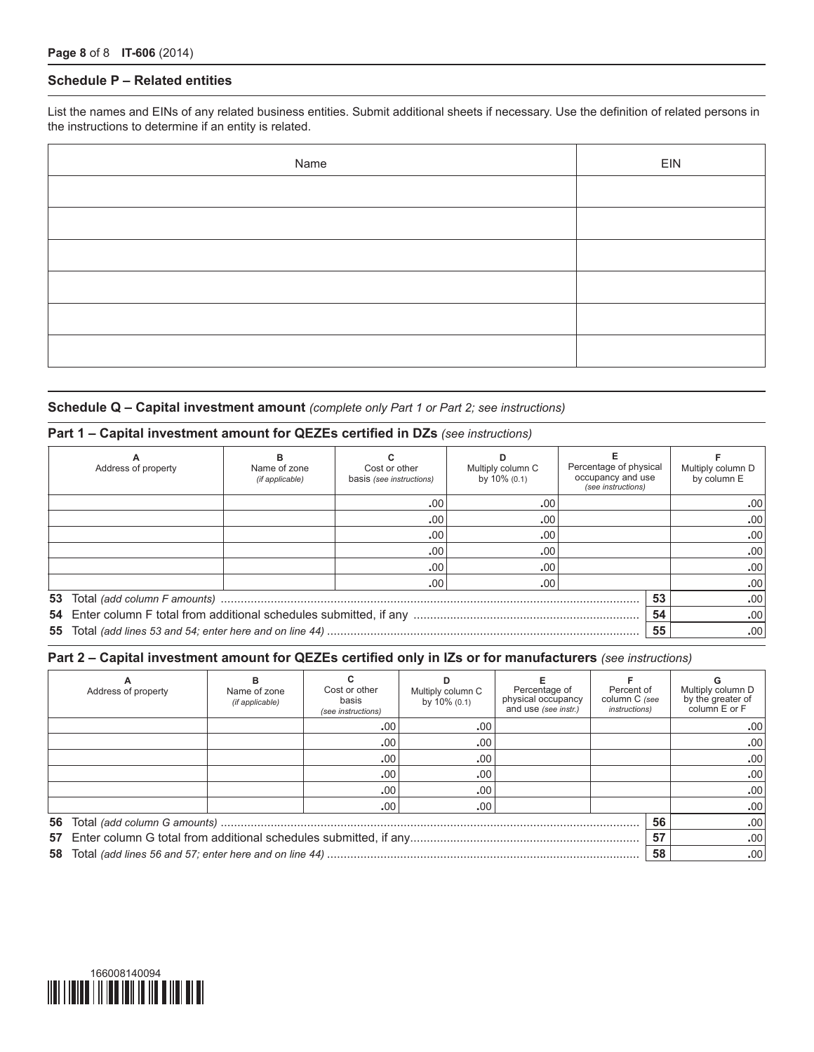## Schedule P – Related entities

List the names and EINs of any related business entities. Submit additional sheets if necessary. Use the definition of related persons in the instructions to determine if an entity is related.

| Name | EIN |
|---|---|
| | |
| | |
| | |
| | |
| | |
| | |

## Schedule Q – Capital investment amount *(complete only Part 1 or Part 2; see instructions)*

### Part 1 – Capital investment amount for QEZEs certified in DZs *(see instructions)*

| A Address of property | B Name of zone *(if applicable)* | C Cost or other basis *(see instructions)* | D Multiply column C by 10% (0.1) | E Percentage of physical occupancy and use *(see instructions)* | F Multiply column D by column E |
|---|---|---|---|---|---|
| | | .00 | .00 | | .00 |
| | | .00 | .00 | | .00 |
| | | .00 | .00 | | .00 |
| | | .00 | .00 | | .00 |
| | | .00 | .00 | | .00 |
| | | .00 | .00 | | .00 |

| | | |
|---|---|---|
| **53** Total *(add column F amounts)* | 53 | .00 |
| **54** Enter column F total from additional schedules submitted, if any | 54 | .00 |
| **55** Total *(add lines 53 and 54; enter here and on line 44)* | 55 | .00 |

### Part 2 – Capital investment amount for QEZEs certified only in IZs or for manufacturers *(see instructions)*

| A Address of property | B Name of zone *(if applicable)* | C Cost or other basis *(see instructions)* | D Multiply column C by 10% (0.1) | E Percentage of physical occupancy and use *(see instr.)* | F Percent of column C *(see instructions)* | G Multiply column D by the greater of column E or F |
|---|---|---|---|---|---|---|
| | | .00 | .00 | | | .00 |
| | | .00 | .00 | | | .00 |
| | | .00 | .00 | | | .00 |
| | | .00 | .00 | | | .00 |
| | | .00 | .00 | | | .00 |
| | | .00 | .00 | | | .00 |

| | | |
|---|---|---|
| **56** Total *(add column G amounts)* | 56 | .00 |
| **57** Enter column G total from additional schedules submitted, if any | 57 | .00 |
| **58** Total *(add lines 56 and 57; enter here and on line 44)* | 58 | .00 |

166008140094